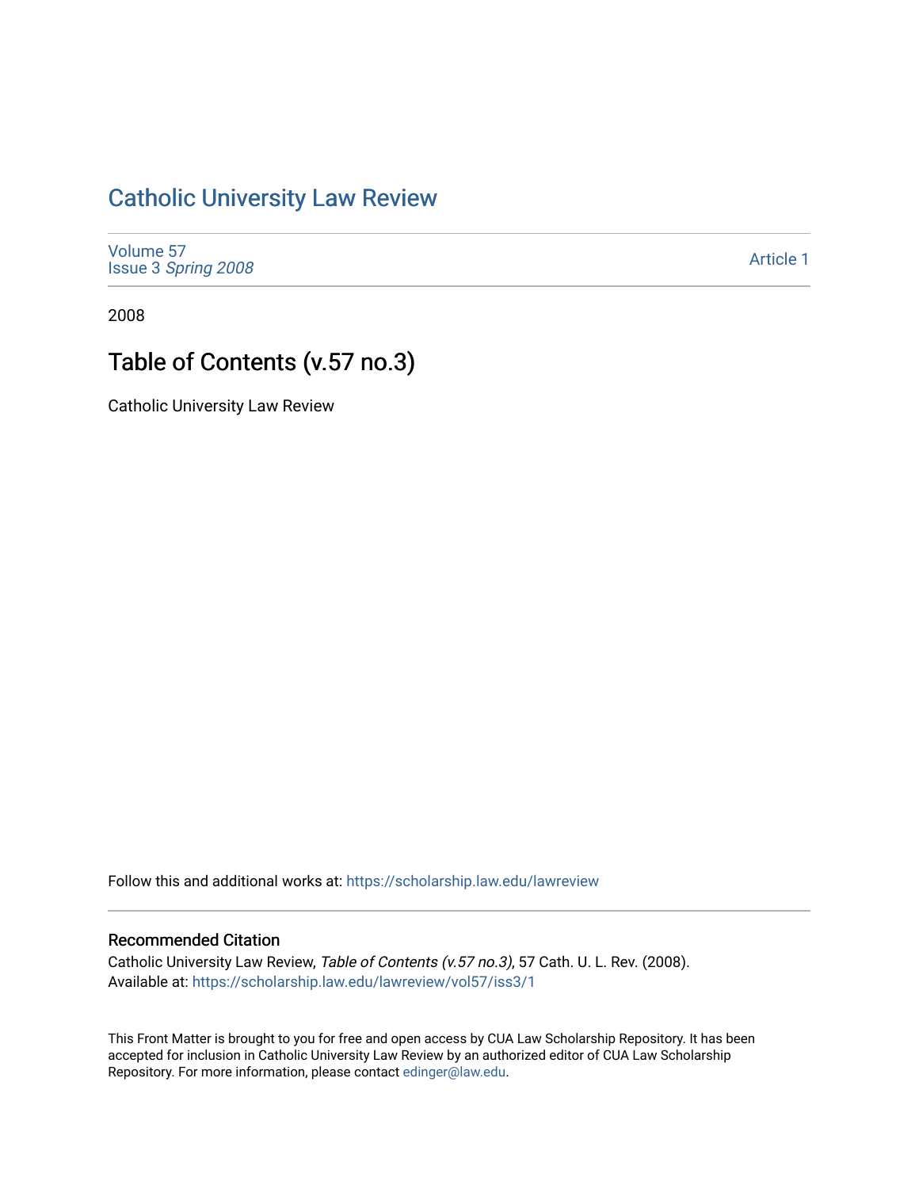# Catholic University Law Review

Volume 57
Issue 3 *Spring 2008*

Article 1

2008

## Table of Contents (v.57 no.3)

Catholic University Law Review

Follow this and additional works at: https://scholarship.law.edu/lawreview

### Recommended Citation

Catholic University Law Review, *Table of Contents (v.57 no.3)*, 57 Cath. U. L. Rev. (2008).
Available at: https://scholarship.law.edu/lawreview/vol57/iss3/1

This Front Matter is brought to you for free and open access by CUA Law Scholarship Repository. It has been accepted for inclusion in Catholic University Law Review by an authorized editor of CUA Law Scholarship Repository. For more information, please contact edinger@law.edu.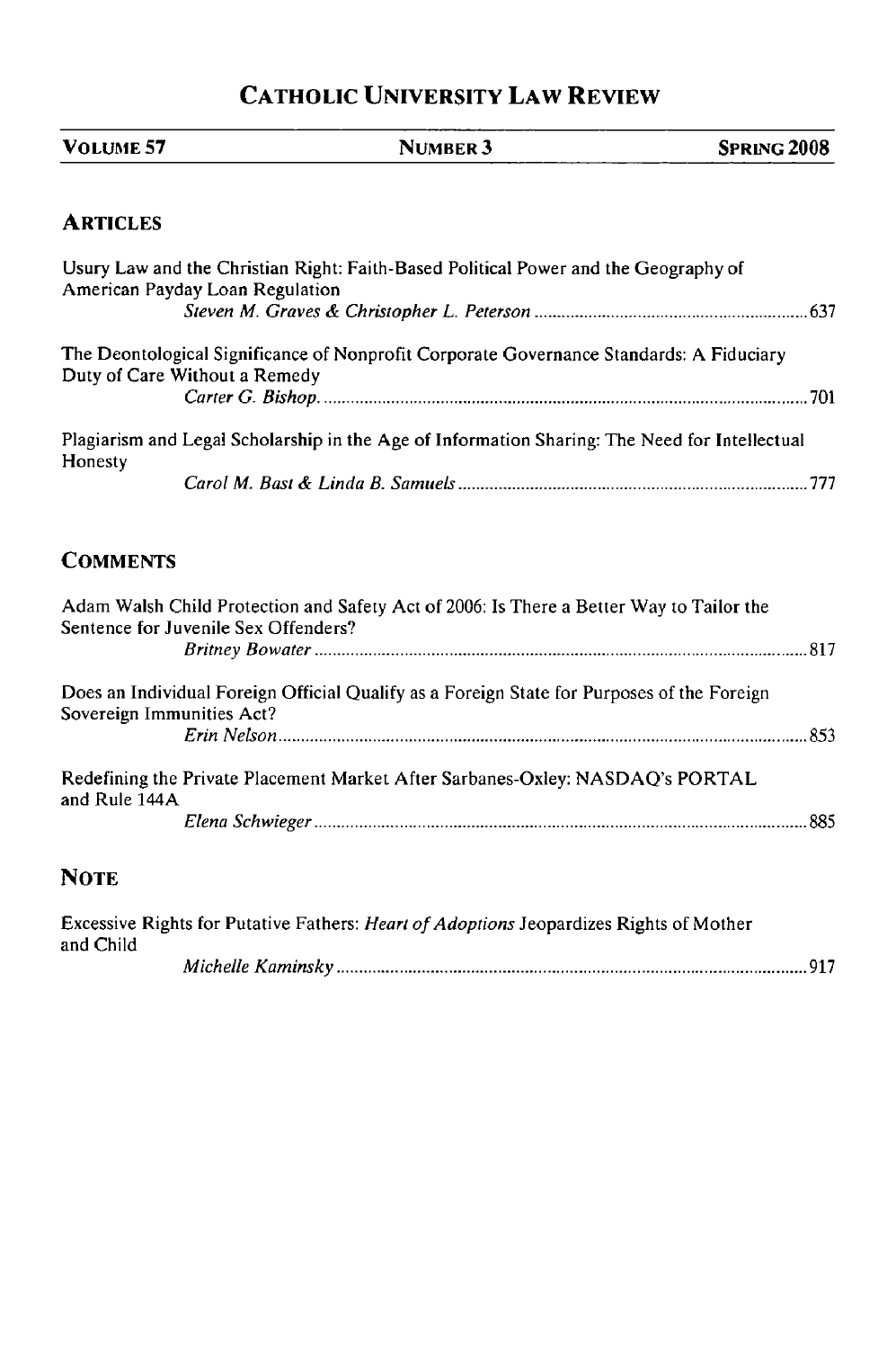# CATHOLIC UNIVERSITY LAW REVIEW

**VOLUME 57** | **NUMBER 3** | **SPRING 2008**

## ARTICLES

Usury Law and the Christian Right: Faith-Based Political Power and the Geography of American Payday Loan Regulation
*Steven M. Graves & Christopher L. Peterson* .......... 637

The Deontological Significance of Nonprofit Corporate Governance Standards: A Fiduciary Duty of Care Without a Remedy
*Carter G. Bishop* .......... 701

Plagiarism and Legal Scholarship in the Age of Information Sharing: The Need for Intellectual Honesty
*Carol M. Bast & Linda B. Samuels* .......... 777

## COMMENTS

Adam Walsh Child Protection and Safety Act of 2006: Is There a Better Way to Tailor the Sentence for Juvenile Sex Offenders?
*Britney Bowater* .......... 817

Does an Individual Foreign Official Qualify as a Foreign State for Purposes of the Foreign Sovereign Immunities Act?
*Erin Nelson* .......... 853

Redefining the Private Placement Market After Sarbanes-Oxley: NASDAQ's PORTAL and Rule 144A
*Elena Schwieger* .......... 885

## NOTE

Excessive Rights for Putative Fathers: *Heart of Adoptions* Jeopardizes Rights of Mother and Child
*Michelle Kaminsky* .......... 917